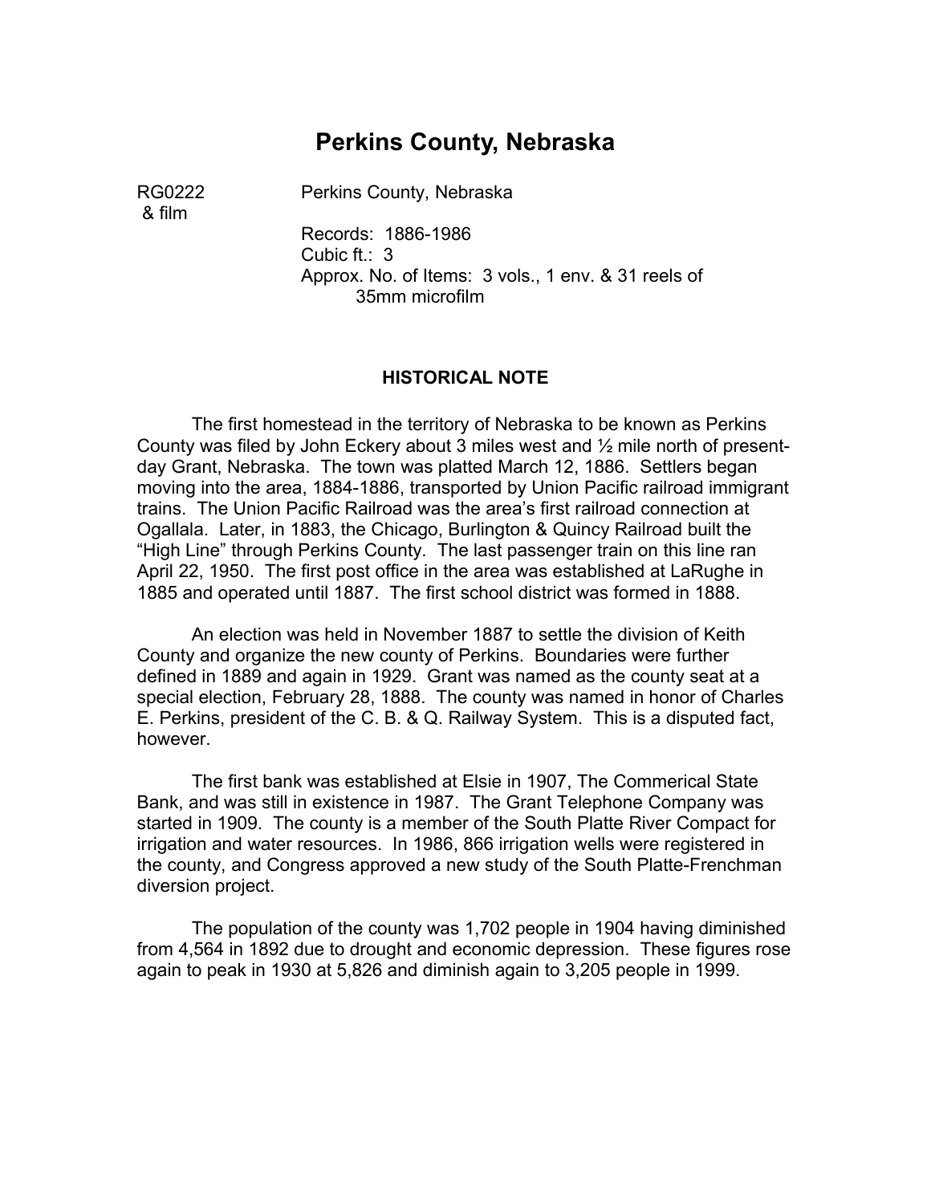# Perkins County, Nebraska

RG0222 & film — Perkins County, Nebraska

Records: 1886-1986
Cubic ft.: 3
Approx. No. of Items: 3 vols., 1 env. & 31 reels of 35mm microfilm

## HISTORICAL NOTE

The first homestead in the territory of Nebraska to be known as Perkins County was filed by John Eckery about 3 miles west and ½ mile north of present-day Grant, Nebraska. The town was platted March 12, 1886. Settlers began moving into the area, 1884-1886, transported by Union Pacific railroad immigrant trains. The Union Pacific Railroad was the area's first railroad connection at Ogallala. Later, in 1883, the Chicago, Burlington & Quincy Railroad built the "High Line" through Perkins County. The last passenger train on this line ran April 22, 1950. The first post office in the area was established at LaRughe in 1885 and operated until 1887. The first school district was formed in 1888.

An election was held in November 1887 to settle the division of Keith County and organize the new county of Perkins. Boundaries were further defined in 1889 and again in 1929. Grant was named as the county seat at a special election, February 28, 1888. The county was named in honor of Charles E. Perkins, president of the C. B. & Q. Railway System. This is a disputed fact, however.

The first bank was established at Elsie in 1907, The Commerical State Bank, and was still in existence in 1987. The Grant Telephone Company was started in 1909. The county is a member of the South Platte River Compact for irrigation and water resources. In 1986, 866 irrigation wells were registered in the county, and Congress approved a new study of the South Platte-Frenchman diversion project.

The population of the county was 1,702 people in 1904 having diminished from 4,564 in 1892 due to drought and economic depression. These figures rose again to peak in 1930 at 5,826 and diminish again to 3,205 people in 1999.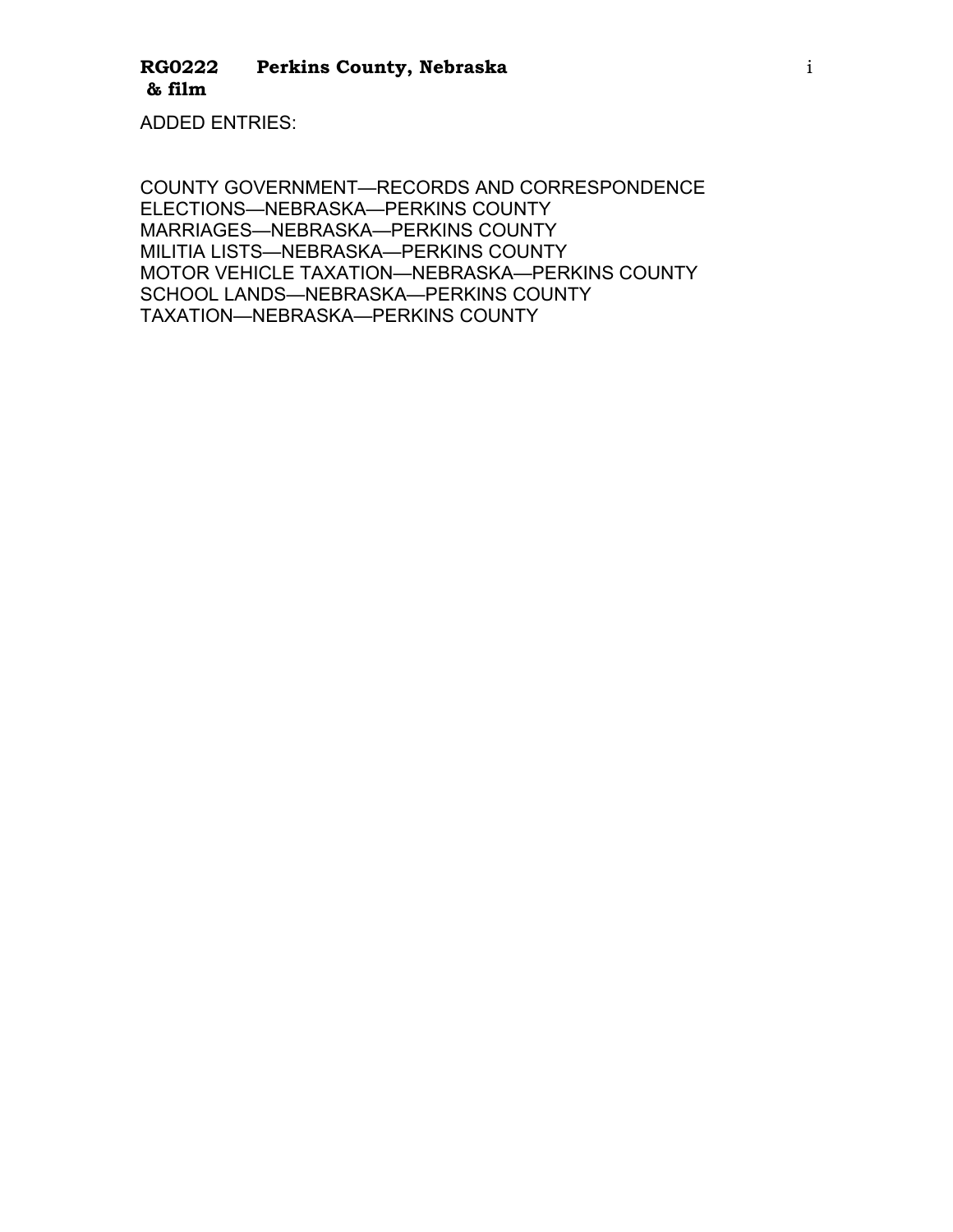ADDED ENTRIES:

COUNTY GOVERNMENT—RECORDS AND CORRESPONDENCE
ELECTIONS—NEBRASKA—PERKINS COUNTY
MARRIAGES—NEBRASKA—PERKINS COUNTY
MILITIA LISTS—NEBRASKA—PERKINS COUNTY
MOTOR VEHICLE TAXATION—NEBRASKA—PERKINS COUNTY
SCHOOL LANDS—NEBRASKA—PERKINS COUNTY
TAXATION—NEBRASKA—PERKINS COUNTY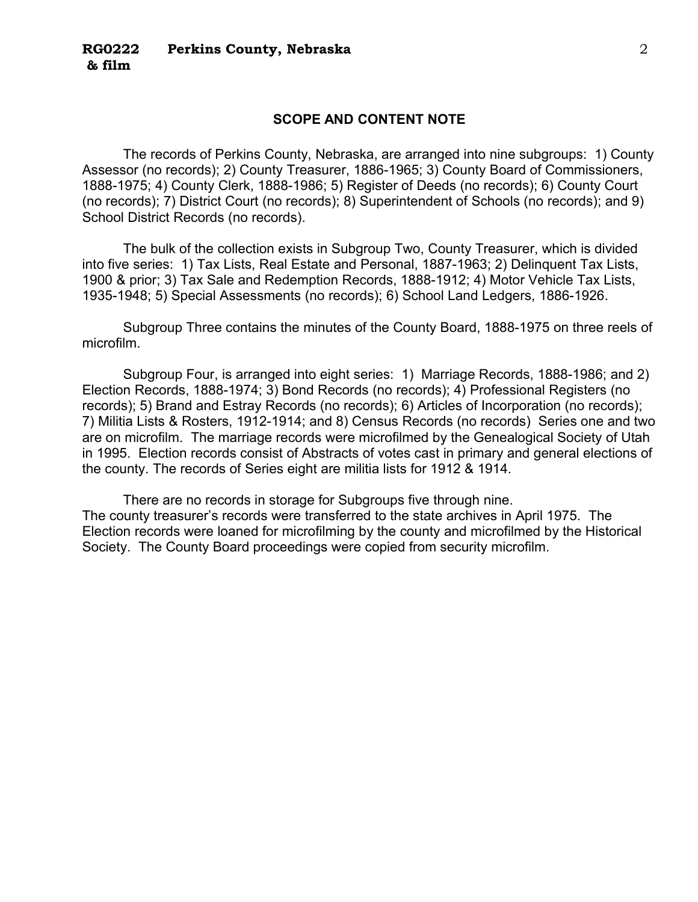## SCOPE AND CONTENT NOTE

The records of Perkins County, Nebraska, are arranged into nine subgroups: 1) County Assessor (no records); 2) County Treasurer, 1886-1965; 3) County Board of Commissioners, 1888-1975; 4) County Clerk, 1888-1986; 5) Register of Deeds (no records); 6) County Court (no records); 7) District Court (no records); 8) Superintendent of Schools (no records); and 9) School District Records (no records).

The bulk of the collection exists in Subgroup Two, County Treasurer, which is divided into five series: 1) Tax Lists, Real Estate and Personal, 1887-1963; 2) Delinquent Tax Lists, 1900 & prior; 3) Tax Sale and Redemption Records, 1888-1912; 4) Motor Vehicle Tax Lists, 1935-1948; 5) Special Assessments (no records); 6) School Land Ledgers, 1886-1926.

Subgroup Three contains the minutes of the County Board, 1888-1975 on three reels of microfilm.

Subgroup Four, is arranged into eight series: 1) Marriage Records, 1888-1986; and 2) Election Records, 1888-1974; 3) Bond Records (no records); 4) Professional Registers (no records); 5) Brand and Estray Records (no records); 6) Articles of Incorporation (no records); 7) Militia Lists & Rosters, 1912-1914; and 8) Census Records (no records) Series one and two are on microfilm. The marriage records were microfilmed by the Genealogical Society of Utah in 1995. Election records consist of Abstracts of votes cast in primary and general elections of the county. The records of Series eight are militia lists for 1912 & 1914.

There are no records in storage for Subgroups five through nine.
The county treasurer's records were transferred to the state archives in April 1975. The Election records were loaned for microfilming by the county and microfilmed by the Historical Society. The County Board proceedings were copied from security microfilm.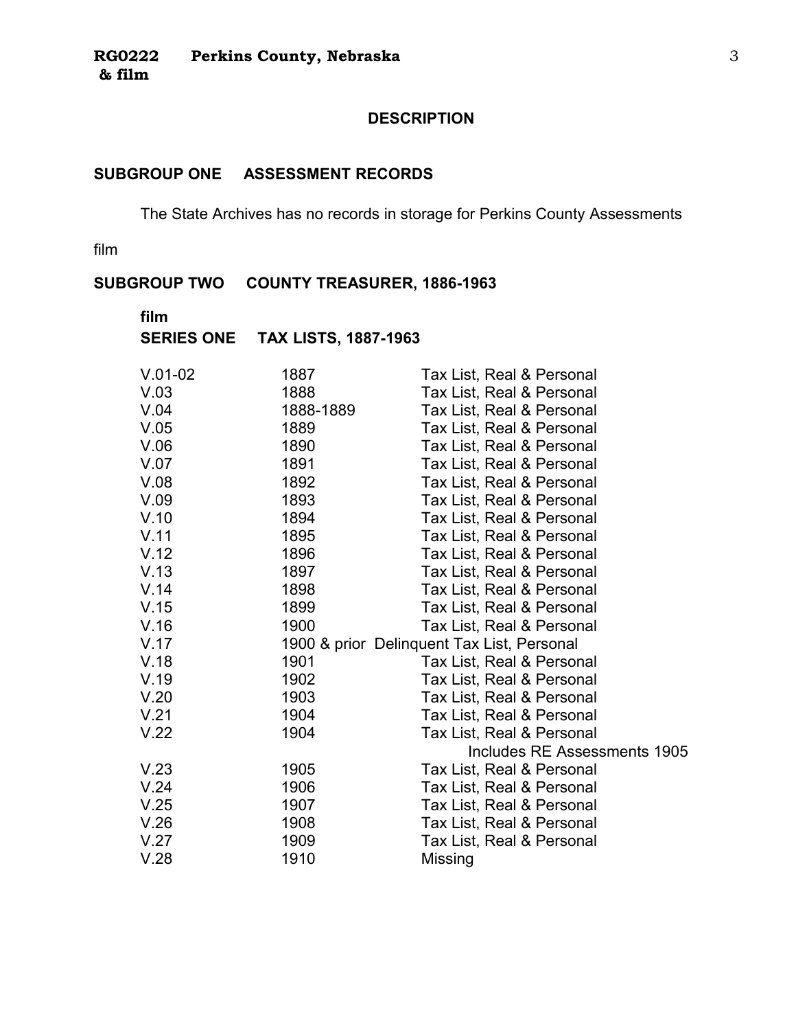## DESCRIPTION

### SUBGROUP ONE ASSESSMENT RECORDS

The State Archives has no records in storage for Perkins County Assessments

film

### SUBGROUP TWO COUNTY TREASURER, 1886-1963

film

#### SERIES ONE TAX LISTS, 1887-1963

| | | |
|---|---|---|
| V.01-02 | 1887 | Tax List, Real & Personal |
| V.03 | 1888 | Tax List, Real & Personal |
| V.04 | 1888-1889 | Tax List, Real & Personal |
| V.05 | 1889 | Tax List, Real & Personal |
| V.06 | 1890 | Tax List, Real & Personal |
| V.07 | 1891 | Tax List, Real & Personal |
| V.08 | 1892 | Tax List, Real & Personal |
| V.09 | 1893 | Tax List, Real & Personal |
| V.10 | 1894 | Tax List, Real & Personal |
| V.11 | 1895 | Tax List, Real & Personal |
| V.12 | 1896 | Tax List, Real & Personal |
| V.13 | 1897 | Tax List, Real & Personal |
| V.14 | 1898 | Tax List, Real & Personal |
| V.15 | 1899 | Tax List, Real & Personal |
| V.16 | 1900 | Tax List, Real & Personal |
| V.17 | 1900 & prior | Delinquent Tax List, Personal |
| V.18 | 1901 | Tax List, Real & Personal |
| V.19 | 1902 | Tax List, Real & Personal |
| V.20 | 1903 | Tax List, Real & Personal |
| V.21 | 1904 | Tax List, Real & Personal |
| V.22 | 1904 | Tax List, Real & Personal<br>Includes RE Assessments 1905 |
| V.23 | 1905 | Tax List, Real & Personal |
| V.24 | 1906 | Tax List, Real & Personal |
| V.25 | 1907 | Tax List, Real & Personal |
| V.26 | 1908 | Tax List, Real & Personal |
| V.27 | 1909 | Tax List, Real & Personal |
| V.28 | 1910 | Missing |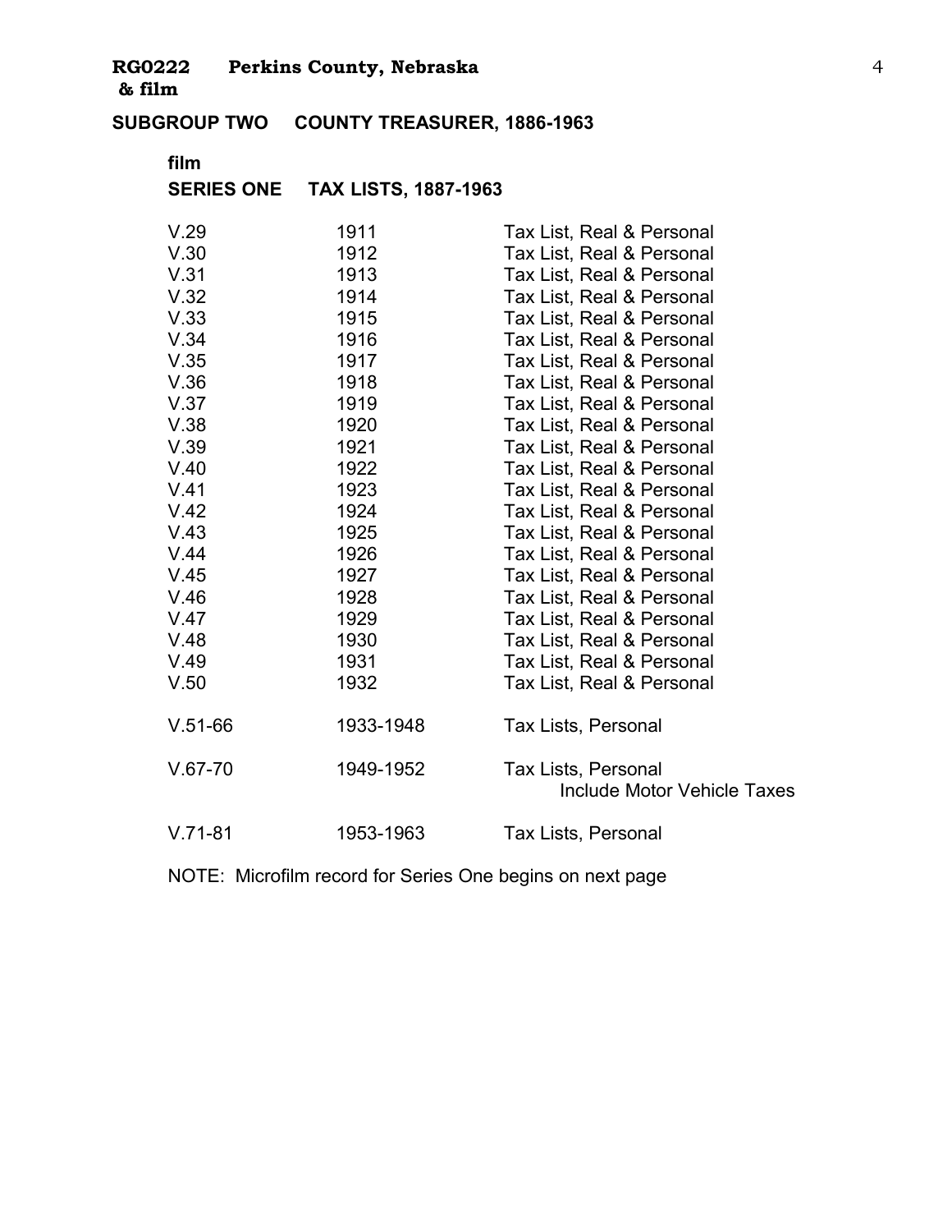**RG0222 Perkins County, Nebraska**
**& film**

## SUBGROUP TWO COUNTY TREASURER, 1886-1963

**film**

### SERIES ONE TAX LISTS, 1887-1963

| | | |
|---|---|---|
| V.29 | 1911 | Tax List, Real & Personal |
| V.30 | 1912 | Tax List, Real & Personal |
| V.31 | 1913 | Tax List, Real & Personal |
| V.32 | 1914 | Tax List, Real & Personal |
| V.33 | 1915 | Tax List, Real & Personal |
| V.34 | 1916 | Tax List, Real & Personal |
| V.35 | 1917 | Tax List, Real & Personal |
| V.36 | 1918 | Tax List, Real & Personal |
| V.37 | 1919 | Tax List, Real & Personal |
| V.38 | 1920 | Tax List, Real & Personal |
| V.39 | 1921 | Tax List, Real & Personal |
| V.40 | 1922 | Tax List, Real & Personal |
| V.41 | 1923 | Tax List, Real & Personal |
| V.42 | 1924 | Tax List, Real & Personal |
| V.43 | 1925 | Tax List, Real & Personal |
| V.44 | 1926 | Tax List, Real & Personal |
| V.45 | 1927 | Tax List, Real & Personal |
| V.46 | 1928 | Tax List, Real & Personal |
| V.47 | 1929 | Tax List, Real & Personal |
| V.48 | 1930 | Tax List, Real & Personal |
| V.49 | 1931 | Tax List, Real & Personal |
| V.50 | 1932 | Tax List, Real & Personal |
| V.51-66 | 1933-1948 | Tax Lists, Personal |
| V.67-70 | 1949-1952 | Tax Lists, Personal<br>Include Motor Vehicle Taxes |
| V.71-81 | 1953-1963 | Tax Lists, Personal |

NOTE: Microfilm record for Series One begins on next page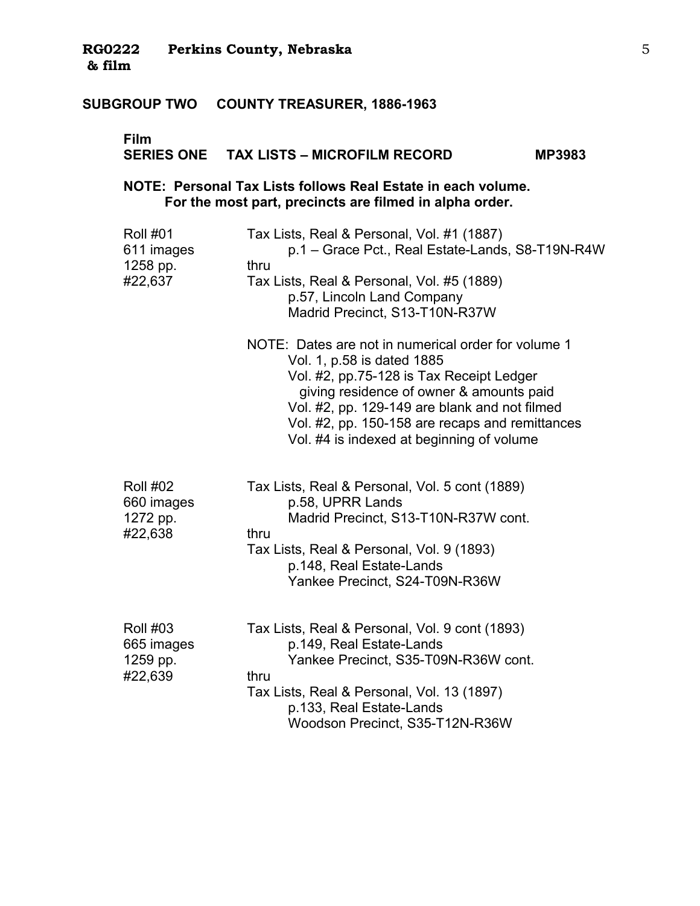## SUBGROUP TWO COUNTY TREASURER, 1886-1963

### Film
### SERIES ONE TAX LISTS – MICROFILM RECORD MP3983

**NOTE: Personal Tax Lists follows Real Estate in each volume.
For the most part, precincts are filmed in alpha order.**

| | |
|---|---|
| Roll #01<br>611 images<br>1258 pp.<br>#22,637 | Tax Lists, Real & Personal, Vol. #1 (1887)<br>p.1 – Grace Pct., Real Estate-Lands, S8-T19N-R4W<br>thru<br>Tax Lists, Real & Personal, Vol. #5 (1889)<br>p.57, Lincoln Land Company<br>Madrid Precinct, S13-T10N-R37W<br><br>NOTE: Dates are not in numerical order for volume 1<br>Vol. 1, p.58 is dated 1885<br>Vol. #2, pp.75-128 is Tax Receipt Ledger giving residence of owner & amounts paid<br>Vol. #2, pp. 129-149 are blank and not filmed<br>Vol. #2, pp. 150-158 are recaps and remittances<br>Vol. #4 is indexed at beginning of volume |
| Roll #02<br>660 images<br>1272 pp.<br>#22,638 | Tax Lists, Real & Personal, Vol. 5 cont (1889)<br>p.58, UPRR Lands<br>Madrid Precinct, S13-T10N-R37W cont.<br>thru<br>Tax Lists, Real & Personal, Vol. 9 (1893)<br>p.148, Real Estate-Lands<br>Yankee Precinct, S24-T09N-R36W |
| Roll #03<br>665 images<br>1259 pp.<br>#22,639 | Tax Lists, Real & Personal, Vol. 9 cont (1893)<br>p.149, Real Estate-Lands<br>Yankee Precinct, S35-T09N-R36W cont.<br>thru<br>Tax Lists, Real & Personal, Vol. 13 (1897)<br>p.133, Real Estate-Lands<br>Woodson Precinct, S35-T12N-R36W |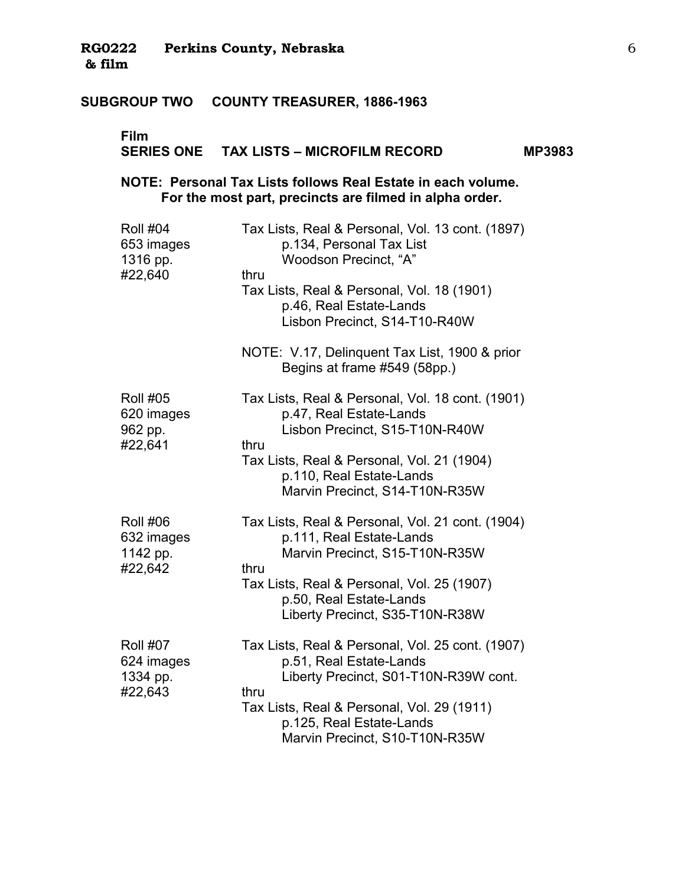**RG0222 Perkins County, Nebraska & film**

## SUBGROUP TWO COUNTY TREASURER, 1886-1963

### Film
### SERIES ONE TAX LISTS – MICROFILM RECORD MP3983

**NOTE: Personal Tax Lists follows Real Estate in each volume.
For the most part, precincts are filmed in alpha order.**

| | |
|---|---|
| Roll #04<br>653 images<br>1316 pp.<br>#22,640 | Tax Lists, Real & Personal, Vol. 13 cont. (1897)<br>p.134, Personal Tax List<br>Woodson Precinct, "A"<br>thru<br>Tax Lists, Real & Personal, Vol. 18 (1901)<br>p.46, Real Estate-Lands<br>Lisbon Precinct, S14-T10-R40W<br><br>NOTE: V.17, Delinquent Tax List, 1900 & prior<br>Begins at frame #549 (58pp.) |
| Roll #05<br>620 images<br>962 pp.<br>#22,641 | Tax Lists, Real & Personal, Vol. 18 cont. (1901)<br>p.47, Real Estate-Lands<br>Lisbon Precinct, S15-T10N-R40W<br>thru<br>Tax Lists, Real & Personal, Vol. 21 (1904)<br>p.110, Real Estate-Lands<br>Marvin Precinct, S14-T10N-R35W |
| Roll #06<br>632 images<br>1142 pp.<br>#22,642 | Tax Lists, Real & Personal, Vol. 21 cont. (1904)<br>p.111, Real Estate-Lands<br>Marvin Precinct, S15-T10N-R35W<br>thru<br>Tax Lists, Real & Personal, Vol. 25 (1907)<br>p.50, Real Estate-Lands<br>Liberty Precinct, S35-T10N-R38W |
| Roll #07<br>624 images<br>1334 pp.<br>#22,643 | Tax Lists, Real & Personal, Vol. 25 cont. (1907)<br>p.51, Real Estate-Lands<br>Liberty Precinct, S01-T10N-R39W cont.<br>thru<br>Tax Lists, Real & Personal, Vol. 29 (1911)<br>p.125, Real Estate-Lands<br>Marvin Precinct, S10-T10N-R35W |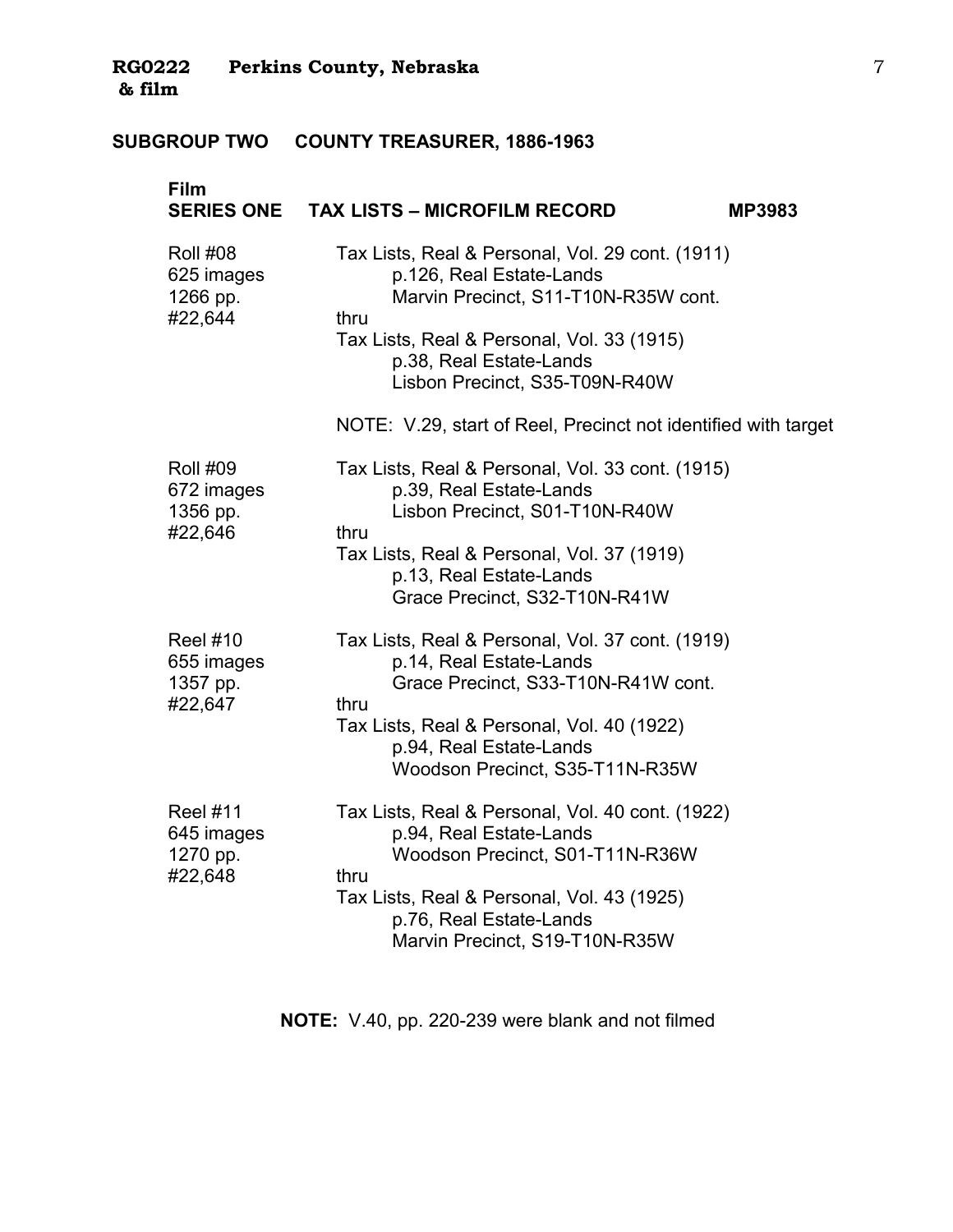## SUBGROUP TWO COUNTY TREASURER, 1886-1963

### Film SERIES ONE TAX LISTS – MICROFILM RECORD MP3983

| | |
|---|---|
| Roll #08<br>625 images<br>1266 pp.<br>#22,644 | Tax Lists, Real & Personal, Vol. 29 cont. (1911)<br>p.126, Real Estate-Lands<br>Marvin Precinct, S11-T10N-R35W cont.<br>thru<br>Tax Lists, Real & Personal, Vol. 33 (1915)<br>p.38, Real Estate-Lands<br>Lisbon Precinct, S35-T09N-R40W<br><br>NOTE: V.29, start of Reel, Precinct not identified with target |
| Roll #09<br>672 images<br>1356 pp.<br>#22,646 | Tax Lists, Real & Personal, Vol. 33 cont. (1915)<br>p.39, Real Estate-Lands<br>Lisbon Precinct, S01-T10N-R40W<br>thru<br>Tax Lists, Real & Personal, Vol. 37 (1919)<br>p.13, Real Estate-Lands<br>Grace Precinct, S32-T10N-R41W |
| Reel #10<br>655 images<br>1357 pp.<br>#22,647 | Tax Lists, Real & Personal, Vol. 37 cont. (1919)<br>p.14, Real Estate-Lands<br>Grace Precinct, S33-T10N-R41W cont.<br>thru<br>Tax Lists, Real & Personal, Vol. 40 (1922)<br>p.94, Real Estate-Lands<br>Woodson Precinct, S35-T11N-R35W |
| Reel #11<br>645 images<br>1270 pp.<br>#22,648 | Tax Lists, Real & Personal, Vol. 40 cont. (1922)<br>p.94, Real Estate-Lands<br>Woodson Precinct, S01-T11N-R36W<br>thru<br>Tax Lists, Real & Personal, Vol. 43 (1925)<br>p.76, Real Estate-Lands<br>Marvin Precinct, S19-T10N-R35W |

**NOTE:** V.40, pp. 220-239 were blank and not filmed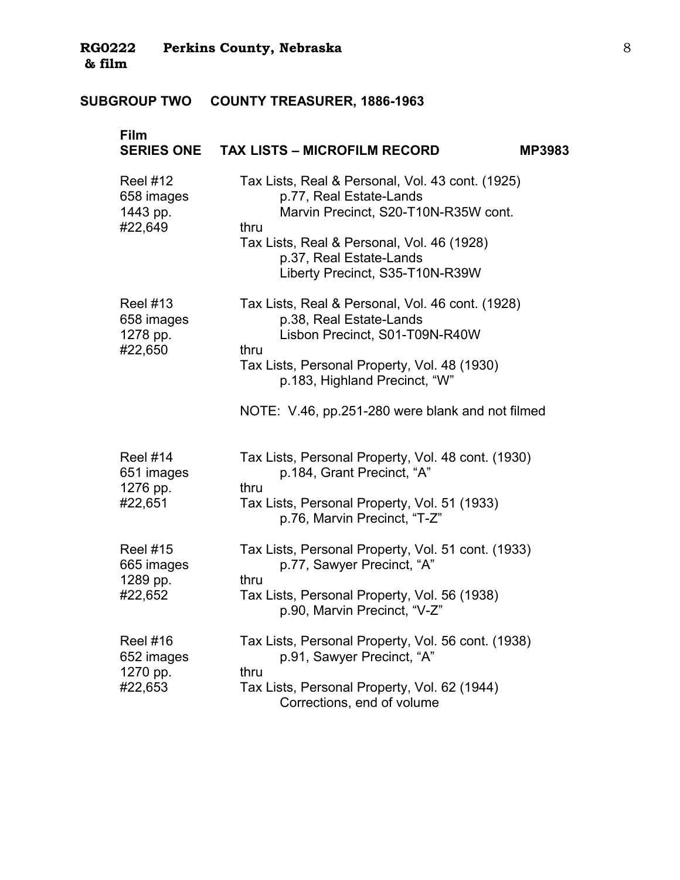## SUBGROUP TWO COUNTY TREASURER, 1886-1963

### Film SERIES ONE TAX LISTS – MICROFILM RECORD MP3983

| | |
|---|---|
| Reel #12<br>658 images<br>1443 pp.<br>#22,649 | Tax Lists, Real & Personal, Vol. 43 cont. (1925)<br>p.77, Real Estate-Lands<br>Marvin Precinct, S20-T10N-R35W cont.<br>thru<br>Tax Lists, Real & Personal, Vol. 46 (1928)<br>p.37, Real Estate-Lands<br>Liberty Precinct, S35-T10N-R39W |
| Reel #13<br>658 images<br>1278 pp.<br>#22,650 | Tax Lists, Real & Personal, Vol. 46 cont. (1928)<br>p.38, Real Estate-Lands<br>Lisbon Precinct, S01-T09N-R40W<br>thru<br>Tax Lists, Personal Property, Vol. 48 (1930)<br>p.183, Highland Precinct, "W"<br><br>NOTE: V.46, pp.251-280 were blank and not filmed |
| Reel #14<br>651 images<br>1276 pp.<br>#22,651 | Tax Lists, Personal Property, Vol. 48 cont. (1930)<br>p.184, Grant Precinct, "A"<br>thru<br>Tax Lists, Personal Property, Vol. 51 (1933)<br>p.76, Marvin Precinct, "T-Z" |
| Reel #15<br>665 images<br>1289 pp.<br>#22,652 | Tax Lists, Personal Property, Vol. 51 cont. (1933)<br>p.77, Sawyer Precinct, "A"<br>thru<br>Tax Lists, Personal Property, Vol. 56 (1938)<br>p.90, Marvin Precinct, "V-Z" |
| Reel #16<br>652 images<br>1270 pp.<br>#22,653 | Tax Lists, Personal Property, Vol. 56 cont. (1938)<br>p.91, Sawyer Precinct, "A"<br>thru<br>Tax Lists, Personal Property, Vol. 62 (1944)<br>Corrections, end of volume |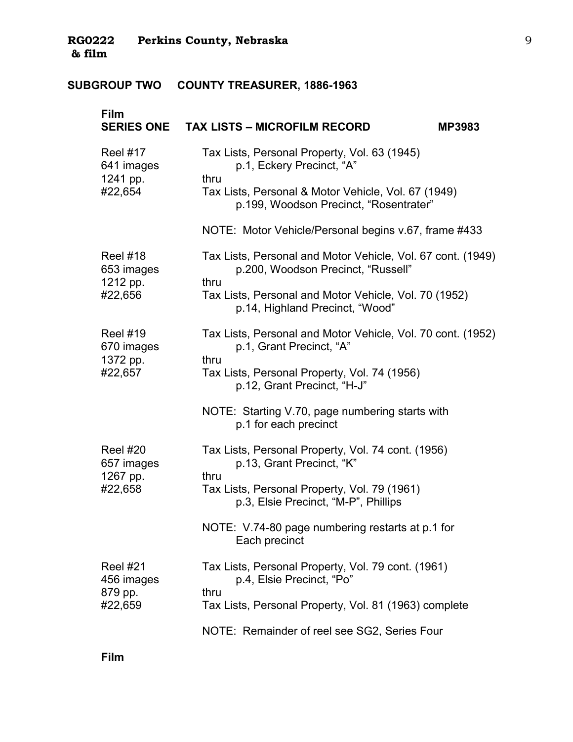**RG0222 Perkins County, Nebraska**
**& film**

## SUBGROUP TWO COUNTY TREASURER, 1886-1963

### Film SERIES ONE TAX LISTS – MICROFILM RECORD MP3983

| | |
|---|---|
| Reel #17<br>641 images<br>1241 pp.<br>#22,654 | Tax Lists, Personal Property, Vol. 63 (1945)<br>p.1, Eckery Precinct, "A"<br>thru<br>Tax Lists, Personal & Motor Vehicle, Vol. 67 (1949)<br>p.199, Woodson Precinct, "Rosentrater"<br><br>NOTE: Motor Vehicle/Personal begins v.67, frame #433 |
| Reel #18<br>653 images<br>1212 pp.<br>#22,656 | Tax Lists, Personal and Motor Vehicle, Vol. 67 cont. (1949)<br>p.200, Woodson Precinct, "Russell"<br>thru<br>Tax Lists, Personal and Motor Vehicle, Vol. 70 (1952)<br>p.14, Highland Precinct, "Wood" |
| Reel #19<br>670 images<br>1372 pp.<br>#22,657 | Tax Lists, Personal and Motor Vehicle, Vol. 70 cont. (1952)<br>p.1, Grant Precinct, "A"<br>thru<br>Tax Lists, Personal Property, Vol. 74 (1956)<br>p.12, Grant Precinct, "H-J"<br><br>NOTE: Starting V.70, page numbering starts with p.1 for each precinct |
| Reel #20<br>657 images<br>1267 pp.<br>#22,658 | Tax Lists, Personal Property, Vol. 74 cont. (1956)<br>p.13, Grant Precinct, "K"<br>thru<br>Tax Lists, Personal Property, Vol. 79 (1961)<br>p.3, Elsie Precinct, "M-P", Phillips<br><br>NOTE: V.74-80 page numbering restarts at p.1 for Each precinct |
| Reel #21<br>456 images<br>879 pp.<br>#22,659 | Tax Lists, Personal Property, Vol. 79 cont. (1961)<br>p.4, Elsie Precinct, "Po"<br>thru<br>Tax Lists, Personal Property, Vol. 81 (1963) complete<br><br>NOTE: Remainder of reel see SG2, Series Four |

**Film**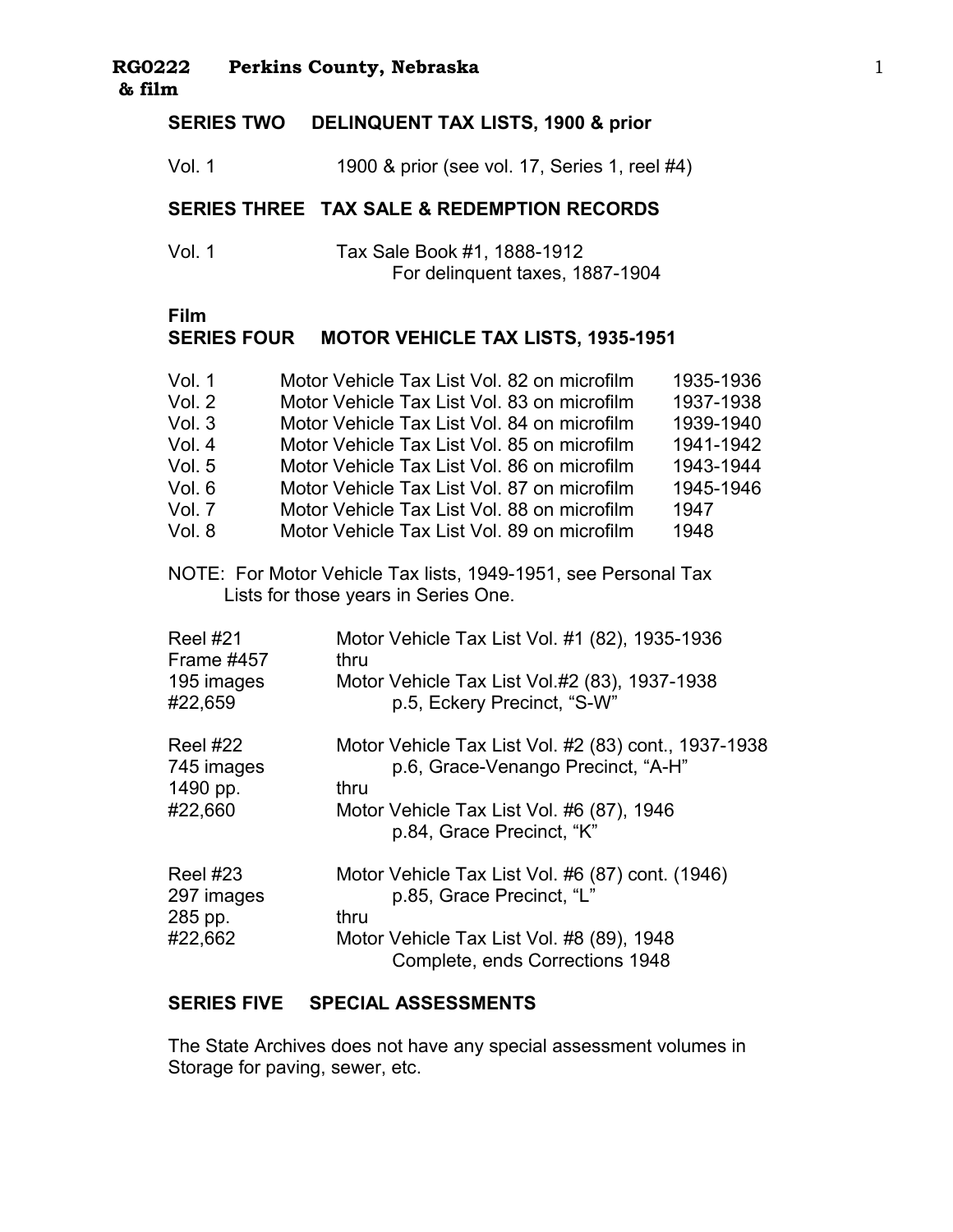**RG0222 Perkins County, Nebraska**
**& film**

## SERIES TWO DELINQUENT TAX LISTS, 1900 & prior

Vol. 1 — 1900 & prior (see vol. 17, Series 1, reel #4)

## SERIES THREE TAX SALE & REDEMPTION RECORDS

Vol. 1 — Tax Sale Book #1, 1888-1912
For delinquent taxes, 1887-1904

**Film**

## SERIES FOUR MOTOR VEHICLE TAX LISTS, 1935-1951

| | | |
|---|---|---|
| Vol. 1 | Motor Vehicle Tax List Vol. 82 on microfilm | 1935-1936 |
| Vol. 2 | Motor Vehicle Tax List Vol. 83 on microfilm | 1937-1938 |
| Vol. 3 | Motor Vehicle Tax List Vol. 84 on microfilm | 1939-1940 |
| Vol. 4 | Motor Vehicle Tax List Vol. 85 on microfilm | 1941-1942 |
| Vol. 5 | Motor Vehicle Tax List Vol. 86 on microfilm | 1943-1944 |
| Vol. 6 | Motor Vehicle Tax List Vol. 87 on microfilm | 1945-1946 |
| Vol. 7 | Motor Vehicle Tax List Vol. 88 on microfilm | 1947 |
| Vol. 8 | Motor Vehicle Tax List Vol. 89 on microfilm | 1948 |

NOTE: For Motor Vehicle Tax lists, 1949-1951, see Personal Tax Lists for those years in Series One.

| | |
|---|---|
| Reel #21<br>Frame #457<br>195 images<br>#22,659 | Motor Vehicle Tax List Vol. #1 (82), 1935-1936<br>thru<br>Motor Vehicle Tax List Vol.#2 (83), 1937-1938<br>p.5, Eckery Precinct, "S-W" |
| Reel #22<br>745 images<br>1490 pp.<br>#22,660 | Motor Vehicle Tax List Vol. #2 (83) cont., 1937-1938<br>p.6, Grace-Venango Precinct, "A-H"<br>thru<br>Motor Vehicle Tax List Vol. #6 (87), 1946<br>p.84, Grace Precinct, "K" |
| Reel #23<br>297 images<br>285 pp.<br>#22,662 | Motor Vehicle Tax List Vol. #6 (87) cont. (1946)<br>p.85, Grace Precinct, "L"<br>thru<br>Motor Vehicle Tax List Vol. #8 (89), 1948<br>Complete, ends Corrections 1948 |

## SERIES FIVE SPECIAL ASSESSMENTS

The State Archives does not have any special assessment volumes in Storage for paving, sewer, etc.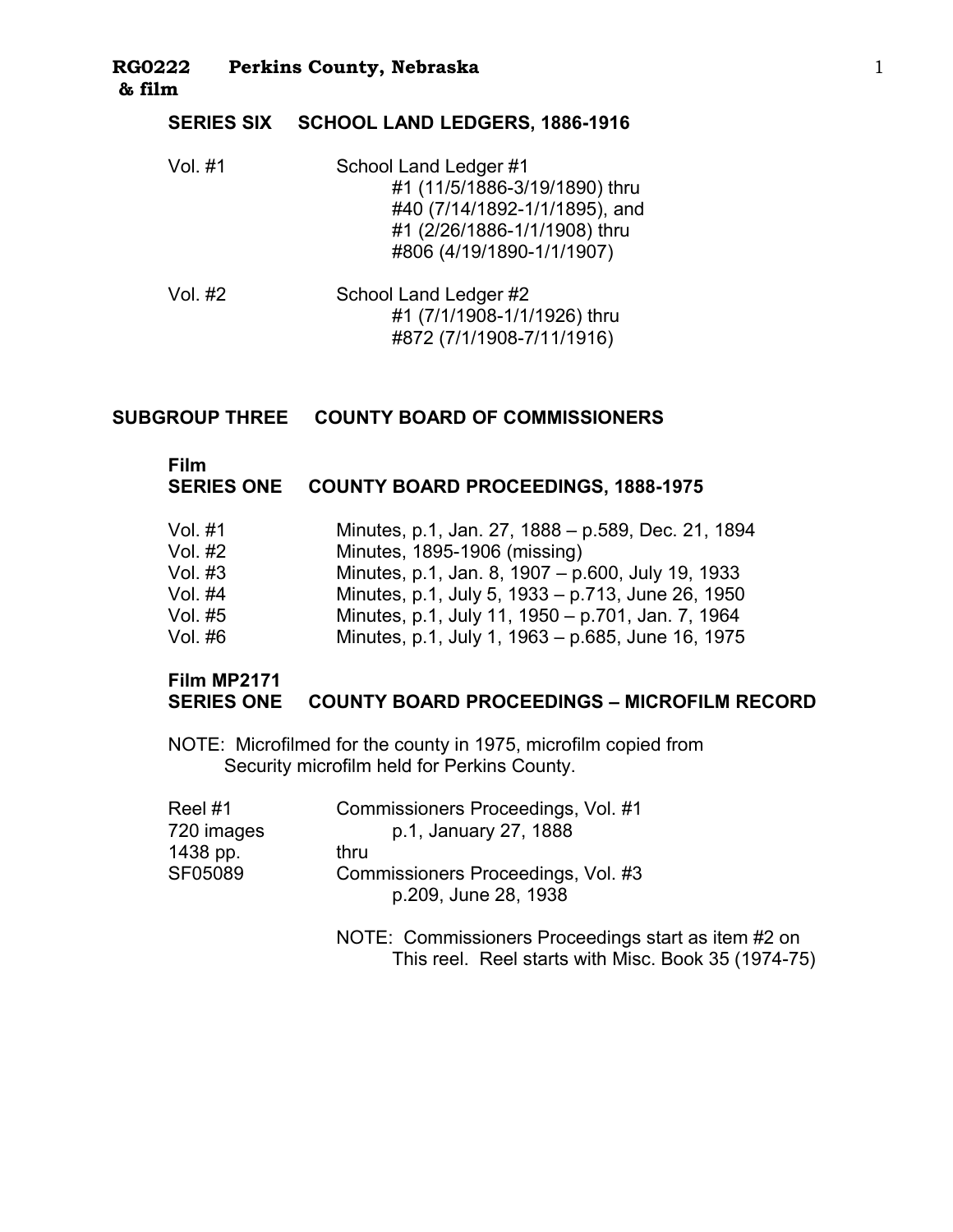## SERIES SIX SCHOOL LAND LEDGERS, 1886-1916

| | |
|---|---|
| Vol. #1 | School Land Ledger #1<br>#1 (11/5/1886-3/19/1890) thru<br>#40 (7/14/1892-1/1/1895), and<br>#1 (2/26/1886-1/1/1908) thru<br>#806 (4/19/1890-1/1/1907) |
| Vol. #2 | School Land Ledger #2<br>#1 (7/1/1908-1/1/1926) thru<br>#872 (7/1/1908-7/11/1916) |

# SUBGROUP THREE COUNTY BOARD OF COMMISSIONERS

## Film
## SERIES ONE COUNTY BOARD PROCEEDINGS, 1888-1975

| | |
|---|---|
| Vol. #1 | Minutes, p.1, Jan. 27, 1888 – p.589, Dec. 21, 1894 |
| Vol. #2 | Minutes, 1895-1906 (missing) |
| Vol. #3 | Minutes, p.1, Jan. 8, 1907 – p.600, July 19, 1933 |
| Vol. #4 | Minutes, p.1, July 5, 1933 – p.713, June 26, 1950 |
| Vol. #5 | Minutes, p.1, July 11, 1950 – p.701, Jan. 7, 1964 |
| Vol. #6 | Minutes, p.1, July 1, 1963 – p.685, June 16, 1975 |

## Film MP2171
## SERIES ONE COUNTY BOARD PROCEEDINGS – MICROFILM RECORD

NOTE: Microfilmed for the county in 1975, microfilm copied from Security microfilm held for Perkins County.

| | |
|---|---|
| Reel #1<br>720 images<br>1438 pp.<br>SF05089 | Commissioners Proceedings, Vol. #1<br>p.1, January 27, 1888<br>thru<br>Commissioners Proceedings, Vol. #3<br>p.209, June 28, 1938 |

NOTE: Commissioners Proceedings start as item #2 on This reel. Reel starts with Misc. Book 35 (1974-75)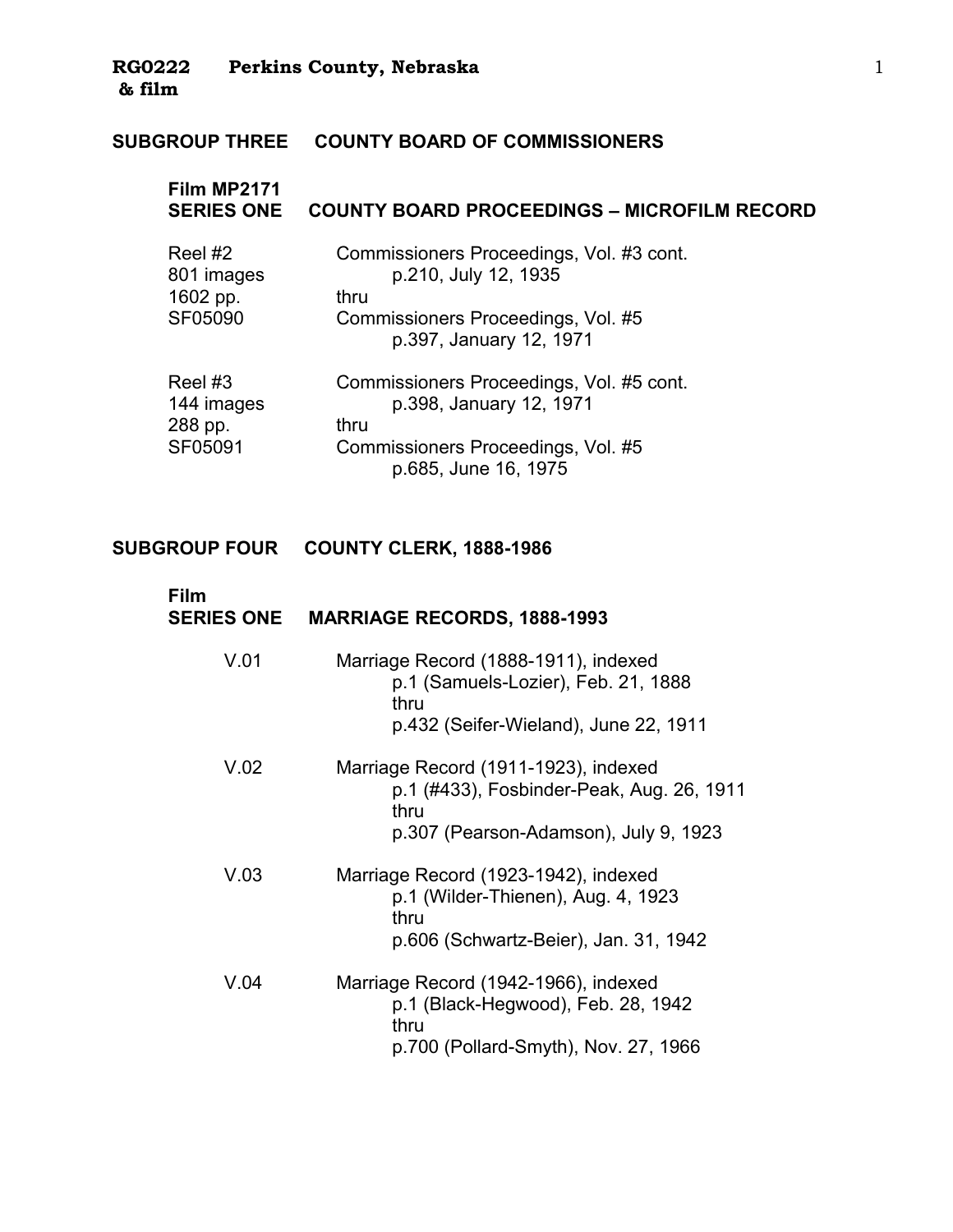**RG0222 Perkins County, Nebraska**
**& film**

## SUBGROUP THREE COUNTY BOARD OF COMMISSIONERS

### Film MP2171
### SERIES ONE COUNTY BOARD PROCEEDINGS – MICROFILM RECORD

Reel #2
801 images
1602 pp.
SF05090

Commissioners Proceedings, Vol. #3 cont.
p.210, July 12, 1935
thru
Commissioners Proceedings, Vol. #5
p.397, January 12, 1971

Reel #3
144 images
288 pp.
SF05091

Commissioners Proceedings, Vol. #5 cont.
p.398, January 12, 1971
thru
Commissioners Proceedings, Vol. #5
p.685, June 16, 1975

## SUBGROUP FOUR COUNTY CLERK, 1888-1986

### Film
### SERIES ONE MARRIAGE RECORDS, 1888-1993

V.01

Marriage Record (1888-1911), indexed
p.1 (Samuels-Lozier), Feb. 21, 1888
thru
p.432 (Seifer-Wieland), June 22, 1911

V.02

Marriage Record (1911-1923), indexed
p.1 (#433), Fosbinder-Peak, Aug. 26, 1911
thru
p.307 (Pearson-Adamson), July 9, 1923

V.03

Marriage Record (1923-1942), indexed
p.1 (Wilder-Thienen), Aug. 4, 1923
thru
p.606 (Schwartz-Beier), Jan. 31, 1942

V.04

Marriage Record (1942-1966), indexed
p.1 (Black-Hegwood), Feb. 28, 1942
thru
p.700 (Pollard-Smyth), Nov. 27, 1966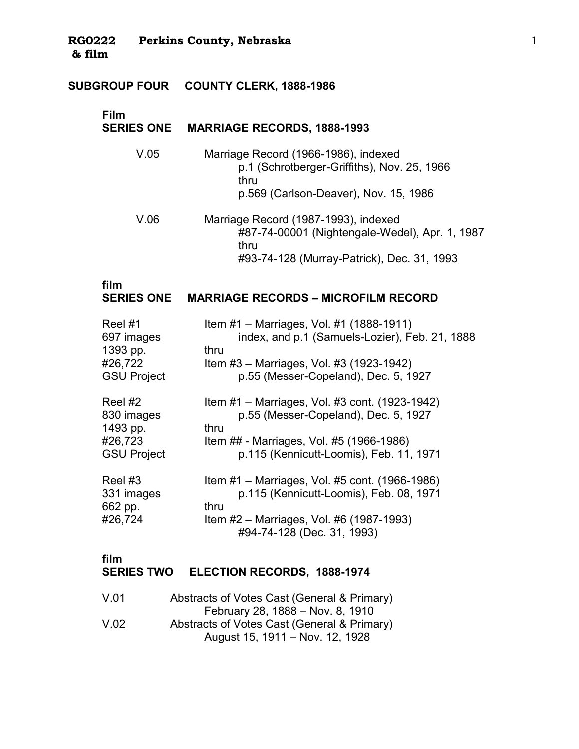**RG0222 Perkins County, Nebraska**
**& film**

## SUBGROUP FOUR COUNTY CLERK, 1888-1986

### Film
### SERIES ONE MARRIAGE RECORDS, 1888-1993

| | |
|---|---|
| V.05 | Marriage Record (1966-1986), indexed<br>p.1 (Schrotberger-Griffiths), Nov. 25, 1966<br>thru<br>p.569 (Carlson-Deaver), Nov. 15, 1986 |
| V.06 | Marriage Record (1987-1993), indexed<br>#87-74-00001 (Nightengale-Wedel), Apr. 1, 1987<br>thru<br>#93-74-128 (Murray-Patrick), Dec. 31, 1993 |

### film
### SERIES ONE MARRIAGE RECORDS – MICROFILM RECORD

| | |
|---|---|
| Reel #1<br>697 images<br>1393 pp.<br>#26,722<br>GSU Project | Item #1 – Marriages, Vol. #1 (1888-1911)<br>index, and p.1 (Samuels-Lozier), Feb. 21, 1888<br>thru<br>Item #3 – Marriages, Vol. #3 (1923-1942)<br>p.55 (Messer-Copeland), Dec. 5, 1927 |
| Reel #2<br>830 images<br>1493 pp.<br>#26,723<br>GSU Project | Item #1 – Marriages, Vol. #3 cont. (1923-1942)<br>p.55 (Messer-Copeland), Dec. 5, 1927<br>thru<br>Item ## - Marriages, Vol. #5 (1966-1986)<br>p.115 (Kennicutt-Loomis), Feb. 11, 1971 |
| Reel #3<br>331 images<br>662 pp.<br>#26,724 | Item #1 – Marriages, Vol. #5 cont. (1966-1986)<br>p.115 (Kennicutt-Loomis), Feb. 08, 1971<br>thru<br>Item #2 – Marriages, Vol. #6 (1987-1993)<br>#94-74-128 (Dec. 31, 1993) |

### film
### SERIES TWO ELECTION RECORDS, 1888-1974

| | |
|---|---|
| V.01 | Abstracts of Votes Cast (General & Primary)<br>February 28, 1888 – Nov. 8, 1910 |
| V.02 | Abstracts of Votes Cast (General & Primary)<br>August 15, 1911 – Nov. 12, 1928 |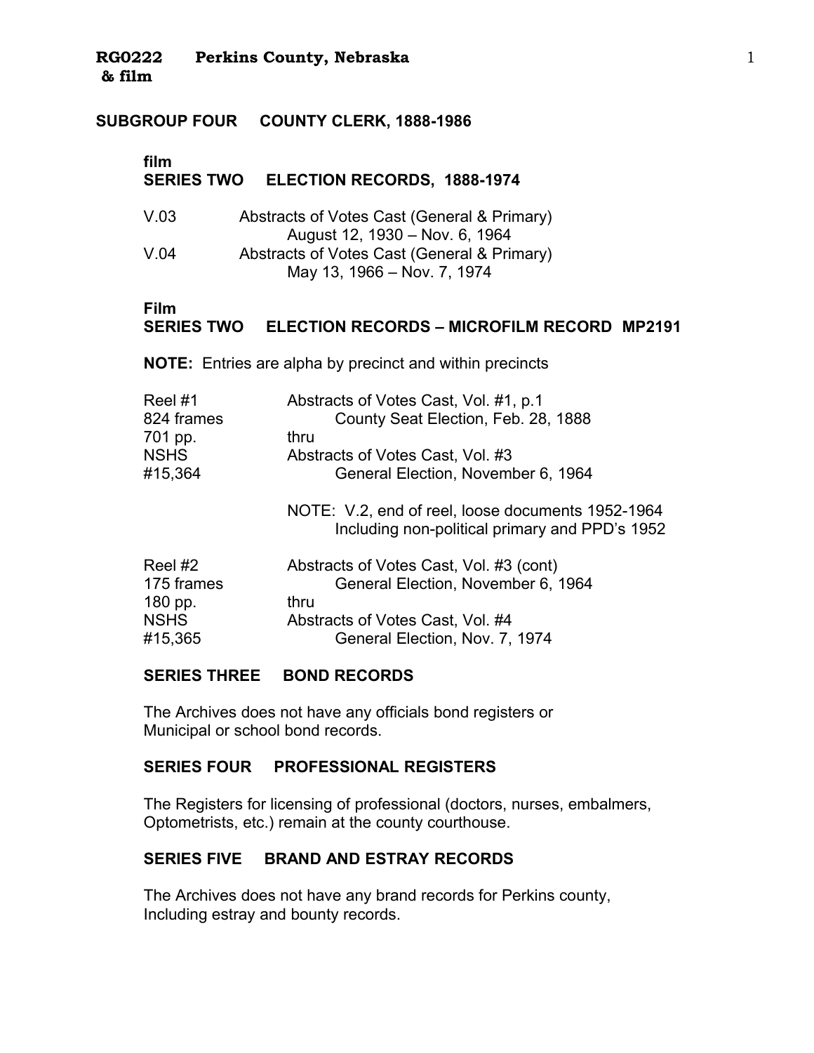**RG0222 Perkins County, Nebraska**
**& film**

## SUBGROUP FOUR COUNTY CLERK, 1888-1986

### film
### SERIES TWO ELECTION RECORDS, 1888-1974

| | |
|---|---|
| V.03 | Abstracts of Votes Cast (General & Primary) August 12, 1930 – Nov. 6, 1964 |
| V.04 | Abstracts of Votes Cast (General & Primary) May 13, 1966 – Nov. 7, 1974 |

### Film
### SERIES TWO ELECTION RECORDS – MICROFILM RECORD MP2191

**NOTE:** Entries are alpha by precinct and within precincts

| | |
|---|---|
| Reel #1 | Abstracts of Votes Cast, Vol. #1, p.1 |
| 824 frames | County Seat Election, Feb. 28, 1888 |
| 701 pp. | thru |
| NSHS | Abstracts of Votes Cast, Vol. #3 |
| #15,364 | General Election, November 6, 1964 |
| | NOTE: V.2, end of reel, loose documents 1952-1964 Including non-political primary and PPD's 1952 |
| Reel #2 | Abstracts of Votes Cast, Vol. #3 (cont) |
| 175 frames | General Election, November 6, 1964 |
| 180 pp. | thru |
| NSHS | Abstracts of Votes Cast, Vol. #4 |
| #15,365 | General Election, Nov. 7, 1974 |

### SERIES THREE BOND RECORDS

The Archives does not have any officials bond registers or Municipal or school bond records.

### SERIES FOUR PROFESSIONAL REGISTERS

The Registers for licensing of professional (doctors, nurses, embalmers, Optometrists, etc.) remain at the county courthouse.

### SERIES FIVE BRAND AND ESTRAY RECORDS

The Archives does not have any brand records for Perkins county, Including estray and bounty records.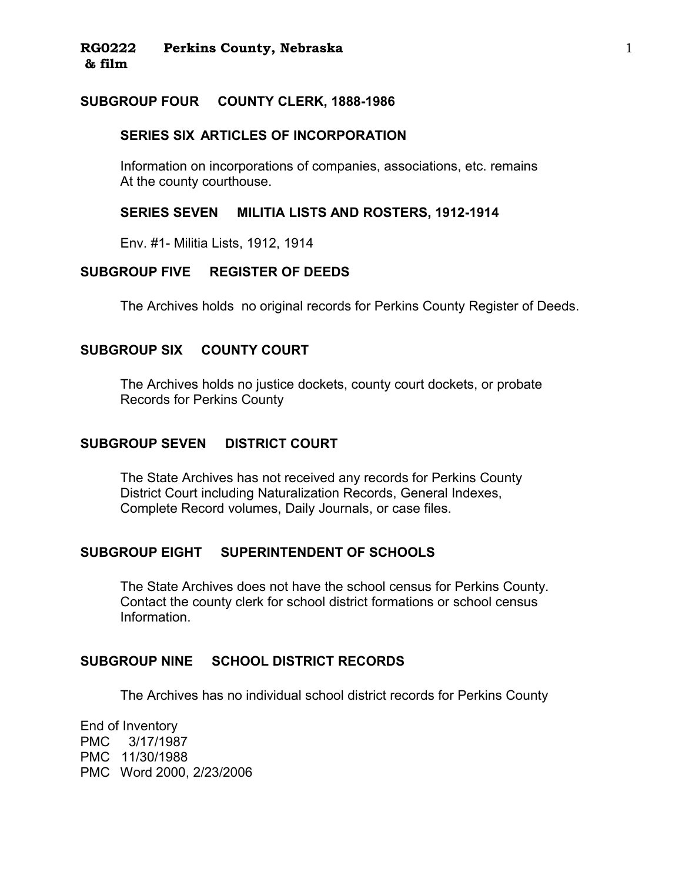**RG0222 Perkins County, Nebraska**
**& film**

## SUBGROUP FOUR COUNTY CLERK, 1888-1986

### SERIES SIX ARTICLES OF INCORPORATION

Information on incorporations of companies, associations, etc. remains At the county courthouse.

### SERIES SEVEN MILITIA LISTS AND ROSTERS, 1912-1914

Env. #1- Militia Lists, 1912, 1914

## SUBGROUP FIVE REGISTER OF DEEDS

The Archives holds no original records for Perkins County Register of Deeds.

## SUBGROUP SIX COUNTY COURT

The Archives holds no justice dockets, county court dockets, or probate Records for Perkins County

## SUBGROUP SEVEN DISTRICT COURT

The State Archives has not received any records for Perkins County District Court including Naturalization Records, General Indexes, Complete Record volumes, Daily Journals, or case files.

## SUBGROUP EIGHT SUPERINTENDENT OF SCHOOLS

The State Archives does not have the school census for Perkins County. Contact the county clerk for school district formations or school census Information.

## SUBGROUP NINE SCHOOL DISTRICT RECORDS

The Archives has no individual school district records for Perkins County

End of Inventory
PMC 3/17/1987
PMC 11/30/1988
PMC Word 2000, 2/23/2006